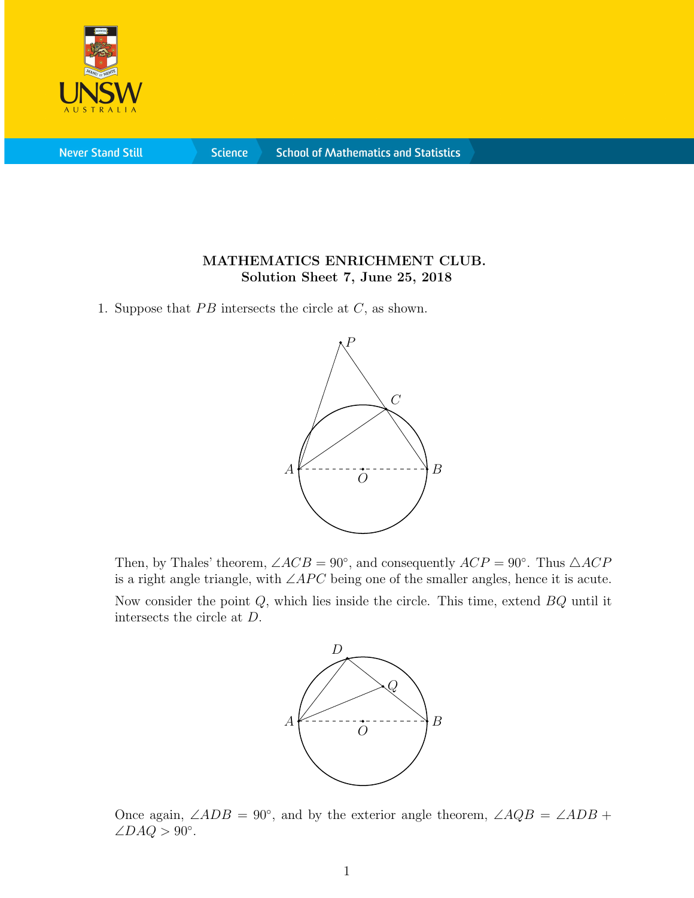**MATHEMATICS ENRICHMENT CLUB.**
**Solution Sheet 7, June 25, 2018**

1. Suppose that $PB$ intersects the circle at $C$, as shown.

   Then, by Thales' theorem, $\angle ACB = 90^\circ$, and consequently $ACP = 90^\circ$. Thus $\triangle ACP$ is a right angle triangle, with $\angle APC$ being one of the smaller angles, hence it is acute.

   Now consider the point $Q$, which lies inside the circle. This time, extend $BQ$ until it intersects the circle at $D$.

   Once again, $\angle ADB = 90^\circ$, and by the exterior angle theorem, $\angle AQB = \angle ADB + \angle DAQ > 90^\circ$.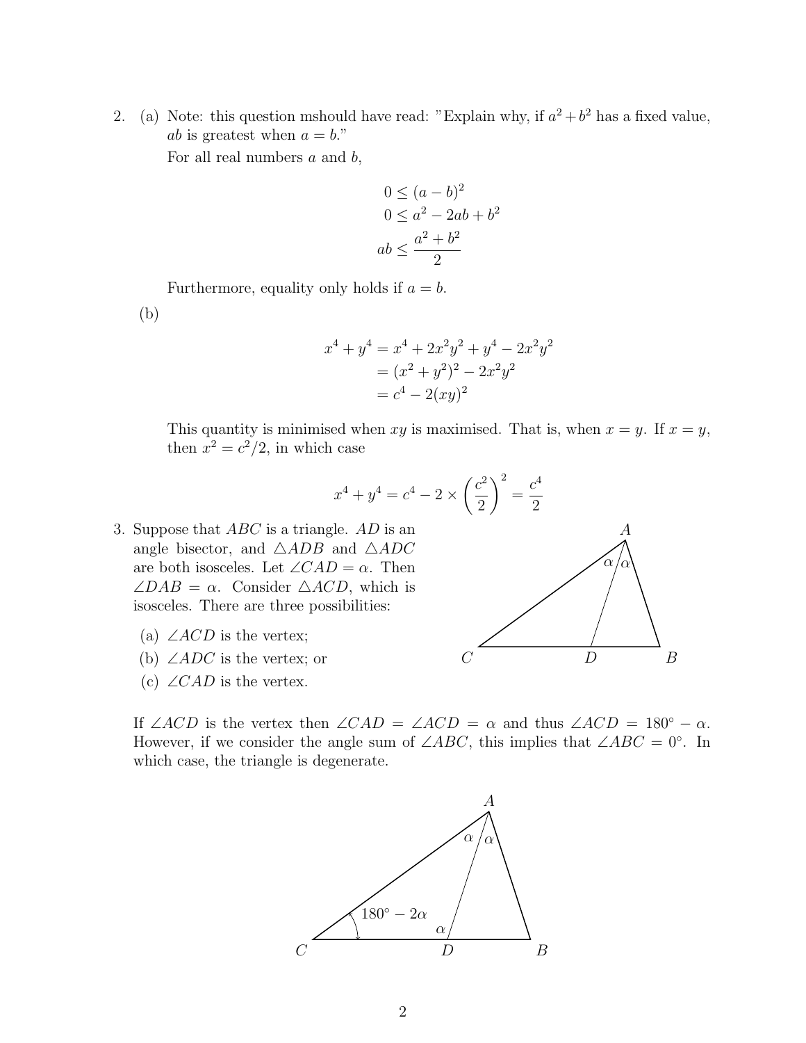2. (a) Note: this question mshould have read: "Explain why, if $a^2 + b^2$ has a fixed value, $ab$ is greatest when $a = b$."

   For all real numbers $a$ and $b$,

$$0 \le (a-b)^2$$
$$0 \le a^2 - 2ab + b^2$$
$$ab \le \frac{a^2 + b^2}{2}$$

   Furthermore, equality only holds if $a = b$.

   (b)

$$\begin{aligned} x^4 + y^4 &= x^4 + 2x^2y^2 + y^4 - 2x^2y^2 \\ &= (x^2+y^2)^2 - 2x^2y^2 \\ &= c^4 - 2(xy)^2 \end{aligned}$$

   This quantity is minimised when $xy$ is maximised. That is, when $x = y$. If $x = y$, then $x^2 = c^2/2$, in which case

$$x^4 + y^4 = c^4 - 2 \times \left(\frac{c^2}{2}\right)^2 = \frac{c^4}{2}$$

3. Suppose that $ABC$ is a triangle. $AD$ is an angle bisector, and $\triangle ADB$ and $\triangle ADC$ are both isosceles. Let $\angle CAD = \alpha$. Then $\angle DAB = \alpha$. Consider $\triangle ACD$, which is isosceles. There are three possibilities:

   (a) $\angle ACD$ is the vertex;

   (b) $\angle ADC$ is the vertex; or

   (c) $\angle CAD$ is the vertex.

   If $\angle ACD$ is the vertex then $\angle CAD = \angle ACD = \alpha$ and thus $\angle ACD = 180° - \alpha$. However, if we consider the angle sum of $\angle ABC$, this implies that $\angle ABC = 0°$. In which case, the triangle is degenerate.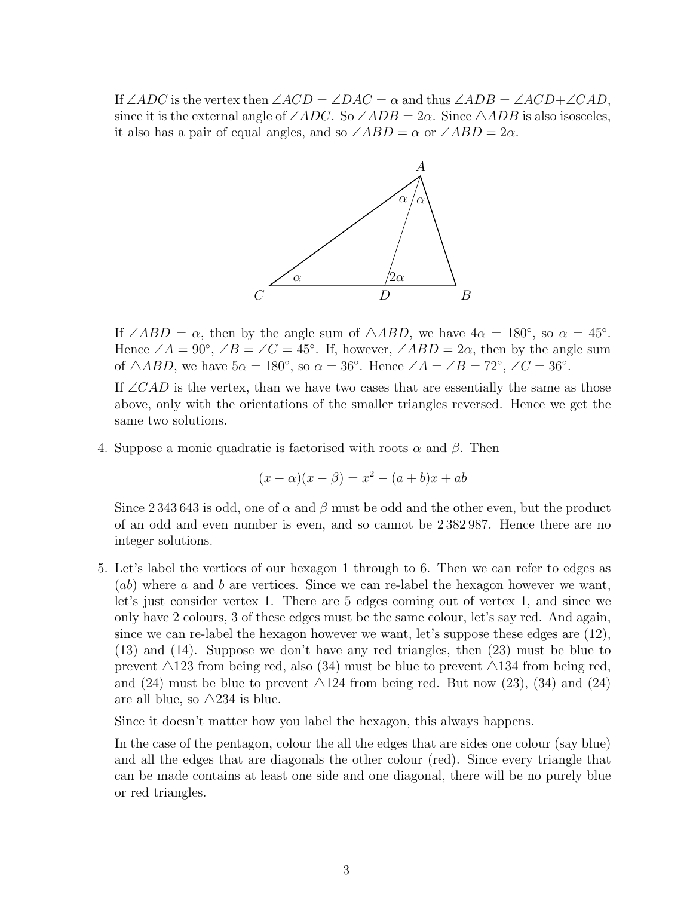If $\angle ADC$ is the vertex then $\angle ACD = \angle DAC = \alpha$ and thus $\angle ADB = \angle ACD + \angle CAD$, since it is the external angle of $\angle ADC$. So $\angle ADB = 2\alpha$. Since $\triangle ADB$ is also isosceles, it also has a pair of equal angles, and so $\angle ABD = \alpha$ or $\angle ABD = 2\alpha$.

If $\angle ABD = \alpha$, then by the angle sum of $\triangle ABD$, we have $4\alpha = 180°$, so $\alpha = 45°$. Hence $\angle A = 90°$, $\angle B = \angle C = 45°$. If, however, $\angle ABD = 2\alpha$, then by the angle sum of $\triangle ABD$, we have $5\alpha = 180°$, so $\alpha = 36°$. Hence $\angle A = \angle B = 72°$, $\angle C = 36°$.

If $\angle CAD$ is the vertex, than we have two cases that are essentially the same as those above, only with the orientations of the smaller triangles reversed. Hence we get the same two solutions.

4. Suppose a monic quadratic is factorised with roots $\alpha$ and $\beta$. Then

$$(x - \alpha)(x - \beta) = x^2 - (a + b)x + ab$$

Since 2 343 643 is odd, one of $\alpha$ and $\beta$ must be odd and the other even, but the product of an odd and even number is even, and so cannot be 2 382 987. Hence there are no integer solutions.

5. Let's label the vertices of our hexagon 1 through to 6. Then we can refer to edges as $(ab)$ where $a$ and $b$ are vertices. Since we can re-label the hexagon however we want, let's just consider vertex 1. There are 5 edges coming out of vertex 1, and since we only have 2 colours, 3 of these edges must be the same colour, let's say red. And again, since we can re-label the hexagon however we want, let's suppose these edges are (12), (13) and (14). Suppose we don't have any red triangles, then (23) must be blue to prevent $\triangle 123$ from being red, also (34) must be blue to prevent $\triangle 134$ from being red, and (24) must be blue to prevent $\triangle 124$ from being red. But now (23), (34) and (24) are all blue, so $\triangle 234$ is blue.

   Since it doesn't matter how you label the hexagon, this always happens.

   In the case of the pentagon, colour the all the edges that are sides one colour (say blue) and all the edges that are diagonals the other colour (red). Since every triangle that can be made contains at least one side and one diagonal, there will be no purely blue or red triangles.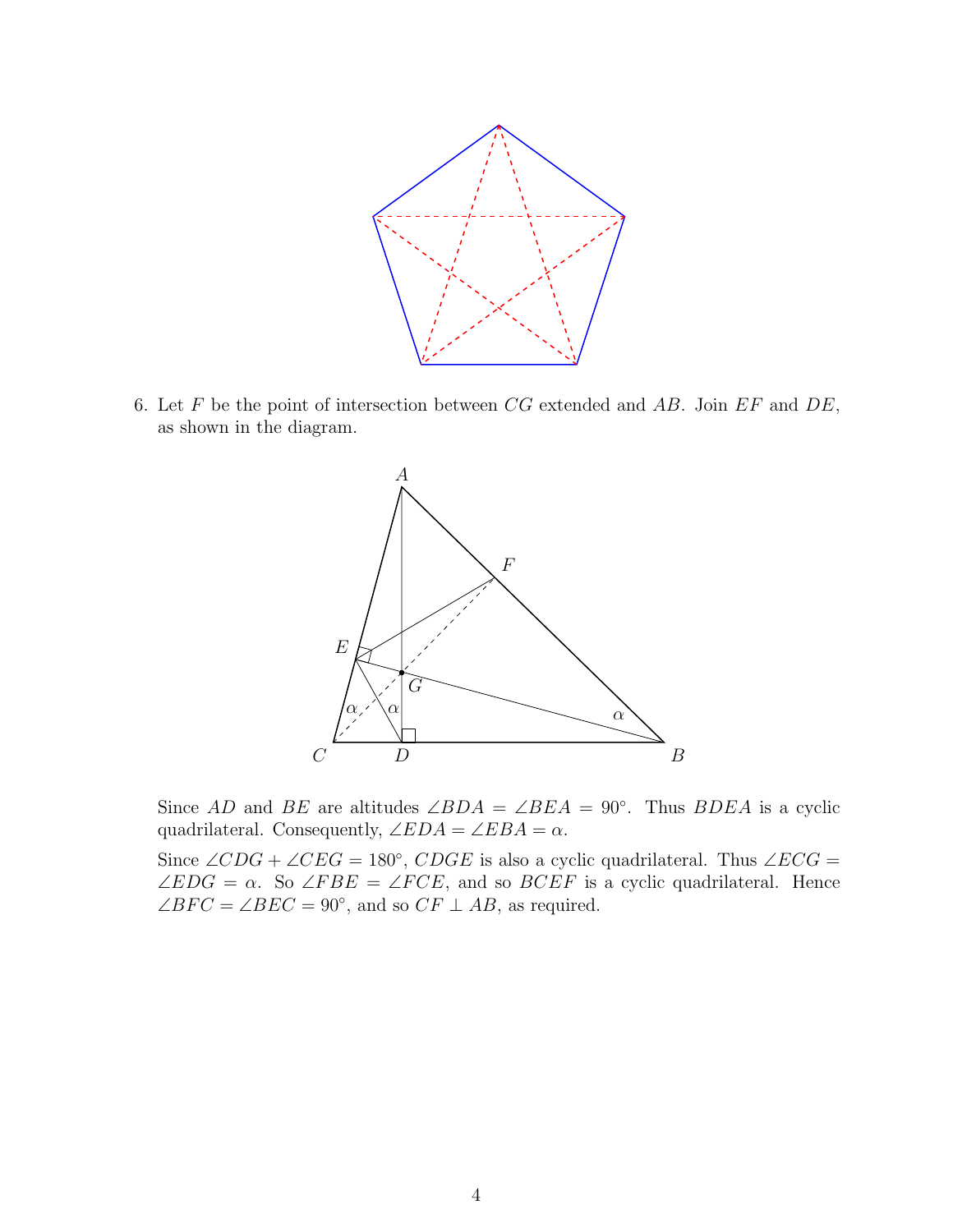6. Let $F$ be the point of intersection between $CG$ extended and $AB$. Join $EF$ and $DE$, as shown in the diagram.

   Since $AD$ and $BE$ are altitudes $\angle BDA = \angle BEA = 90^\circ$. Thus $BDEA$ is a cyclic quadrilateral. Consequently, $\angle EDA = \angle EBA = \alpha$.

   Since $\angle CDG + \angle CEG = 180^\circ$, $CDGE$ is also a cyclic quadrilateral. Thus $\angle ECG = \angle EDG = \alpha$. So $\angle FBE = \angle FCE$, and so $BCEF$ is a cyclic quadrilateral. Hence $\angle BFC = \angle BEC = 90^\circ$, and so $CF \perp AB$, as required.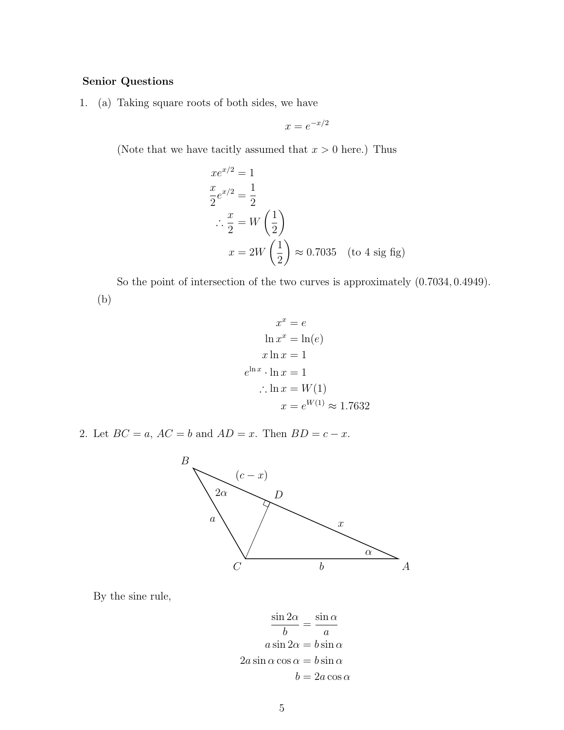**Senior Questions**

1. (a) Taking square roots of both sides, we have

$$x = e^{-x/2}$$

(Note that we have tacitly assumed that $x > 0$ here.) Thus

$$\begin{aligned}
xe^{x/2} &= 1 \\
\frac{x}{2}e^{x/2} &= \frac{1}{2} \\
\therefore \frac{x}{2} &= W\left(\frac{1}{2}\right) \\
x &= 2W\left(\frac{1}{2}\right) \approx 0.7035 \quad \text{(to 4 sig fig)}
\end{aligned}$$

So the point of intersection of the two curves is approximately $(0.7034, 0.4949)$.

(b)

$$\begin{aligned}
x^x &= e \\
\ln x^x &= \ln(e) \\
x \ln x &= 1 \\
e^{\ln x} \cdot \ln x &= 1 \\
\therefore \ln x &= W(1) \\
x &= e^{W(1)} \approx 1.7632
\end{aligned}$$

2. Let $BC = a$, $AC = b$ and $AD = x$. Then $BD = c - x$.

By the sine rule,

$$\begin{aligned}
\frac{\sin 2\alpha}{b} &= \frac{\sin \alpha}{a} \\
a \sin 2\alpha &= b \sin \alpha \\
2a \sin \alpha \cos \alpha &= b \sin \alpha \\
b &= 2a \cos \alpha
\end{aligned}$$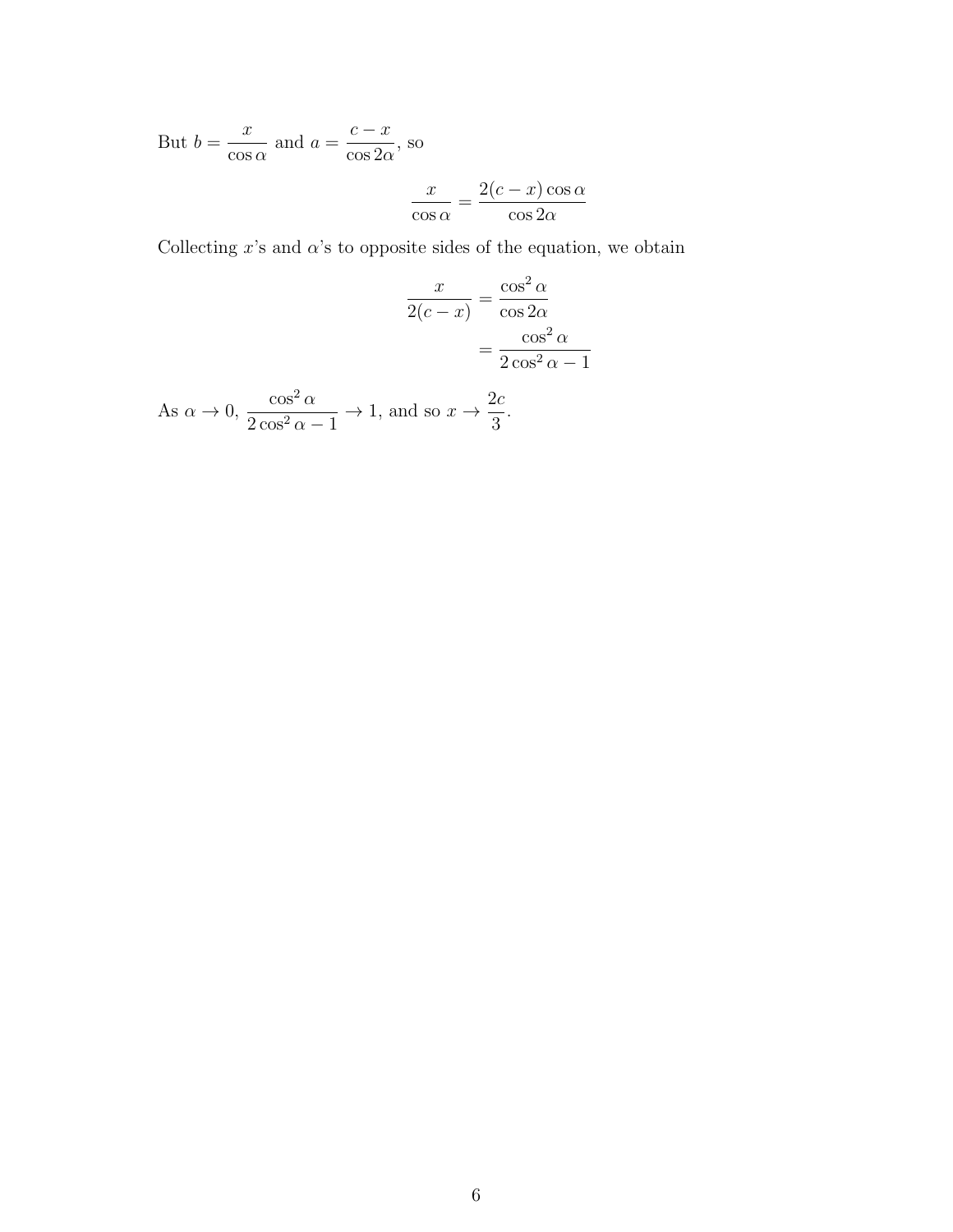But $b = \dfrac{x}{\cos \alpha}$ and $a = \dfrac{c - x}{\cos 2\alpha}$, so

$$\frac{x}{\cos \alpha} = \frac{2(c - x)\cos \alpha}{\cos 2\alpha}$$

Collecting $x$'s and $\alpha$'s to opposite sides of the equation, we obtain

$$\begin{aligned} \frac{x}{2(c - x)} &= \frac{\cos^2 \alpha}{\cos 2\alpha} \\ &= \frac{\cos^2 \alpha}{2\cos^2 \alpha - 1} \end{aligned}$$

As $\alpha \to 0$, $\dfrac{\cos^2 \alpha}{2\cos^2 \alpha - 1} \to 1$, and so $x \to \dfrac{2c}{3}$.